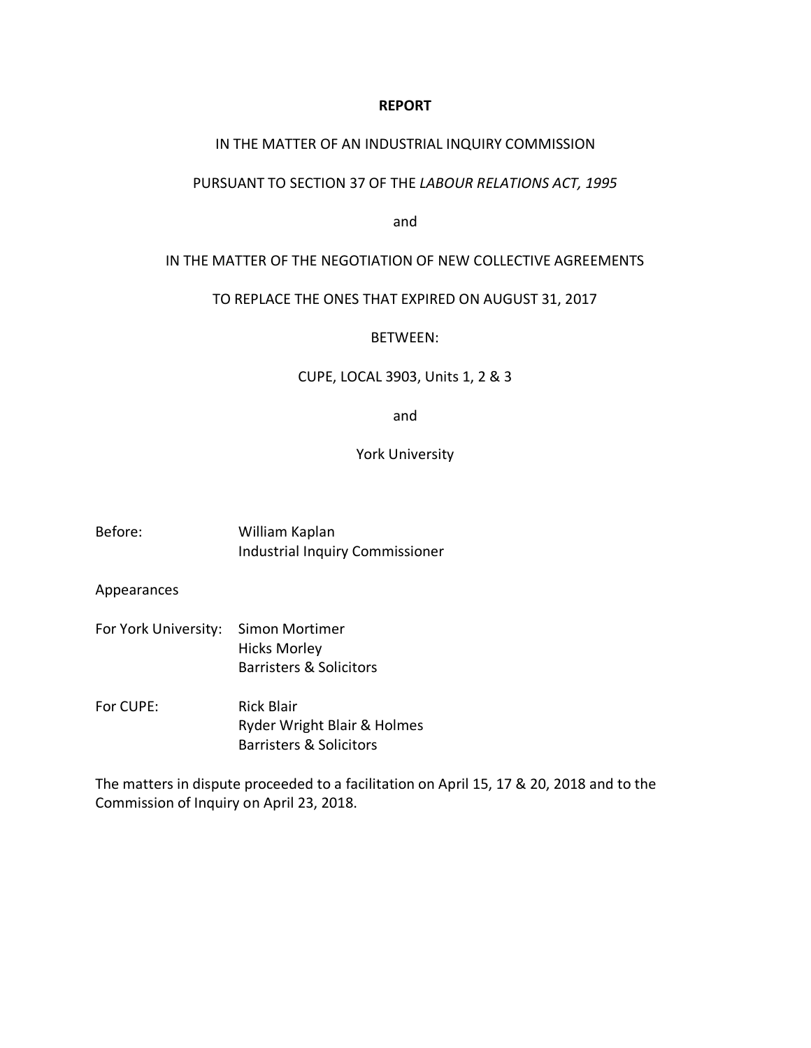**REPORT**

IN THE MATTER OF AN INDUSTRIAL INQUIRY COMMISSION

PURSUANT TO SECTION 37 OF THE *LABOUR RELATIONS ACT, 1995*

and

IN THE MATTER OF THE NEGOTIATION OF NEW COLLECTIVE AGREEMENTS

TO REPLACE THE ONES THAT EXPIRED ON AUGUST 31, 2017

BETWEEN:

CUPE, LOCAL 3903, Units 1, 2 & 3

and

York University

Before: William Kaplan
Industrial Inquiry Commissioner

Appearances

For York University: Simon Mortimer
Hicks Morley
Barristers & Solicitors

For CUPE: Rick Blair
Ryder Wright Blair & Holmes
Barristers & Solicitors

The matters in dispute proceeded to a facilitation on April 15, 17 & 20, 2018 and to the Commission of Inquiry on April 23, 2018.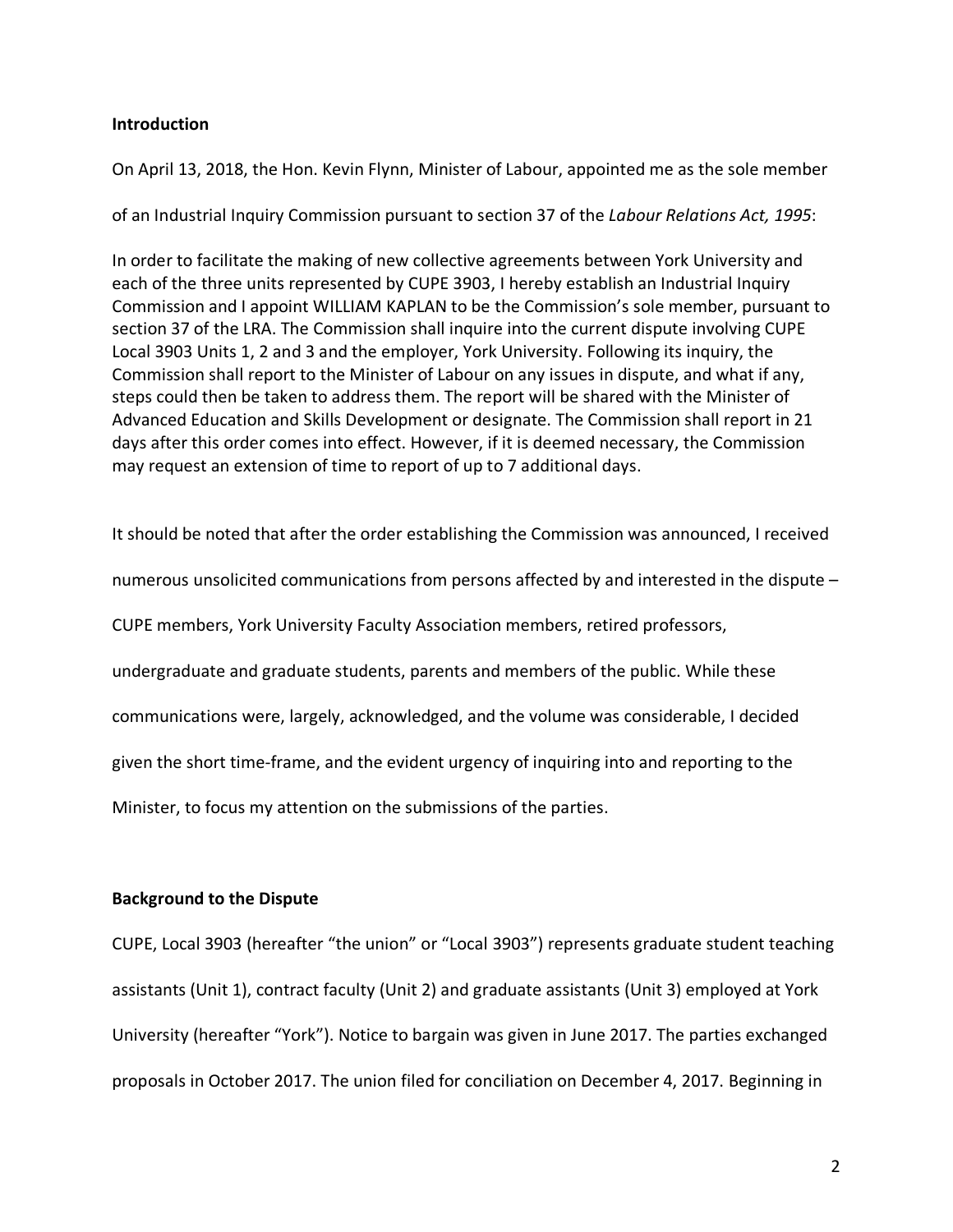## Introduction

On April 13, 2018, the Hon. Kevin Flynn, Minister of Labour, appointed me as the sole member of an Industrial Inquiry Commission pursuant to section 37 of the *Labour Relations Act, 1995*:

> In order to facilitate the making of new collective agreements between York University and each of the three units represented by CUPE 3903, I hereby establish an Industrial Inquiry Commission and I appoint WILLIAM KAPLAN to be the Commission's sole member, pursuant to section 37 of the LRA. The Commission shall inquire into the current dispute involving CUPE Local 3903 Units 1, 2 and 3 and the employer, York University. Following its inquiry, the Commission shall report to the Minister of Labour on any issues in dispute, and what if any, steps could then be taken to address them. The report will be shared with the Minister of Advanced Education and Skills Development or designate. The Commission shall report in 21 days after this order comes into effect. However, if it is deemed necessary, the Commission may request an extension of time to report of up to 7 additional days.

It should be noted that after the order establishing the Commission was announced, I received numerous unsolicited communications from persons affected by and interested in the dispute – CUPE members, York University Faculty Association members, retired professors, undergraduate and graduate students, parents and members of the public. While these communications were, largely, acknowledged, and the volume was considerable, I decided given the short time-frame, and the evident urgency of inquiring into and reporting to the Minister, to focus my attention on the submissions of the parties.

## Background to the Dispute

CUPE, Local 3903 (hereafter "the union" or "Local 3903") represents graduate student teaching assistants (Unit 1), contract faculty (Unit 2) and graduate assistants (Unit 3) employed at York University (hereafter "York"). Notice to bargain was given in June 2017. The parties exchanged proposals in October 2017. The union filed for conciliation on December 4, 2017. Beginning in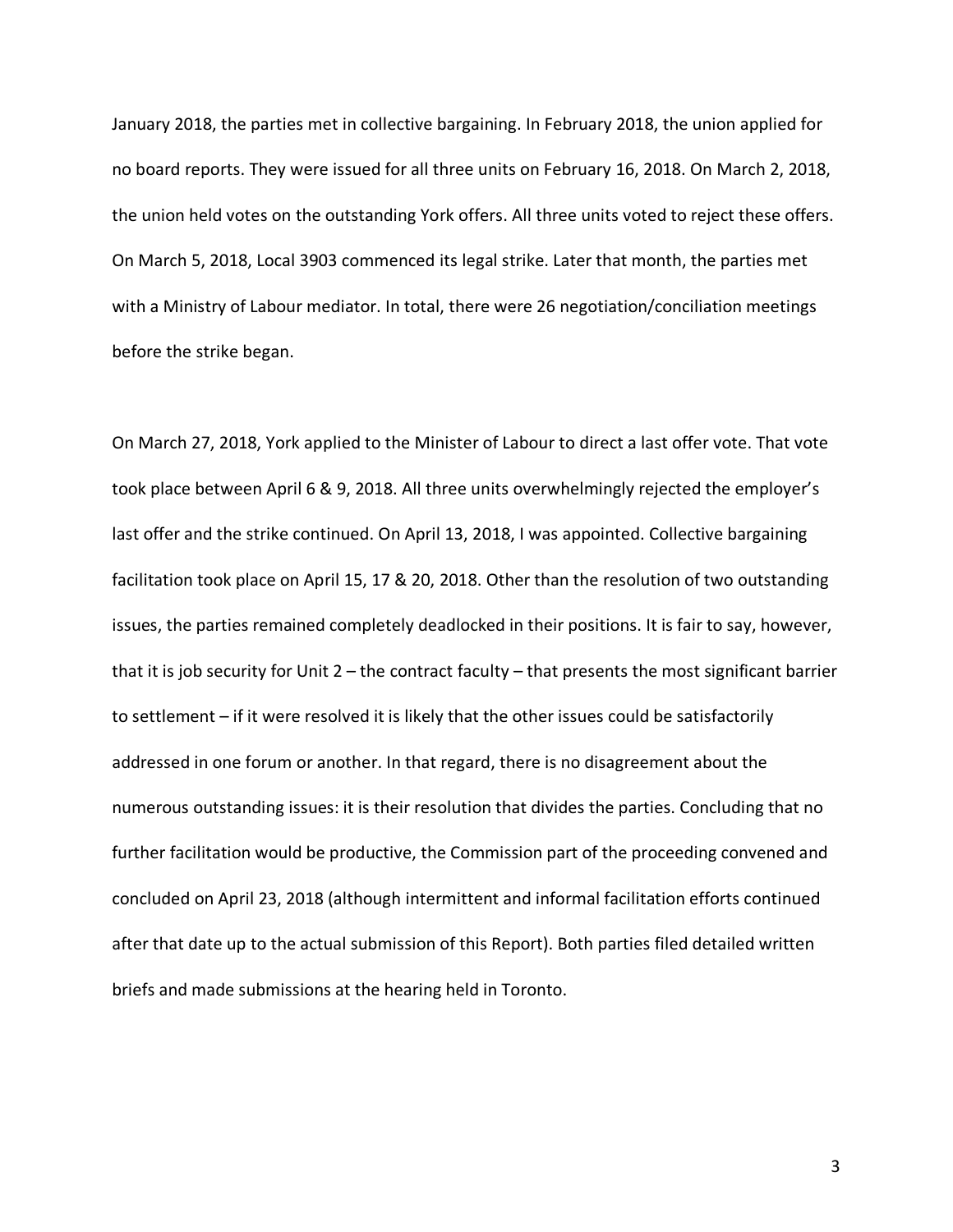January 2018, the parties met in collective bargaining. In February 2018, the union applied for no board reports. They were issued for all three units on February 16, 2018. On March 2, 2018, the union held votes on the outstanding York offers. All three units voted to reject these offers. On March 5, 2018, Local 3903 commenced its legal strike. Later that month, the parties met with a Ministry of Labour mediator. In total, there were 26 negotiation/conciliation meetings before the strike began.

On March 27, 2018, York applied to the Minister of Labour to direct a last offer vote. That vote took place between April 6 & 9, 2018. All three units overwhelmingly rejected the employer's last offer and the strike continued. On April 13, 2018, I was appointed. Collective bargaining facilitation took place on April 15, 17 & 20, 2018. Other than the resolution of two outstanding issues, the parties remained completely deadlocked in their positions. It is fair to say, however, that it is job security for Unit 2 – the contract faculty – that presents the most significant barrier to settlement – if it were resolved it is likely that the other issues could be satisfactorily addressed in one forum or another. In that regard, there is no disagreement about the numerous outstanding issues: it is their resolution that divides the parties. Concluding that no further facilitation would be productive, the Commission part of the proceeding convened and concluded on April 23, 2018 (although intermittent and informal facilitation efforts continued after that date up to the actual submission of this Report). Both parties filed detailed written briefs and made submissions at the hearing held in Toronto.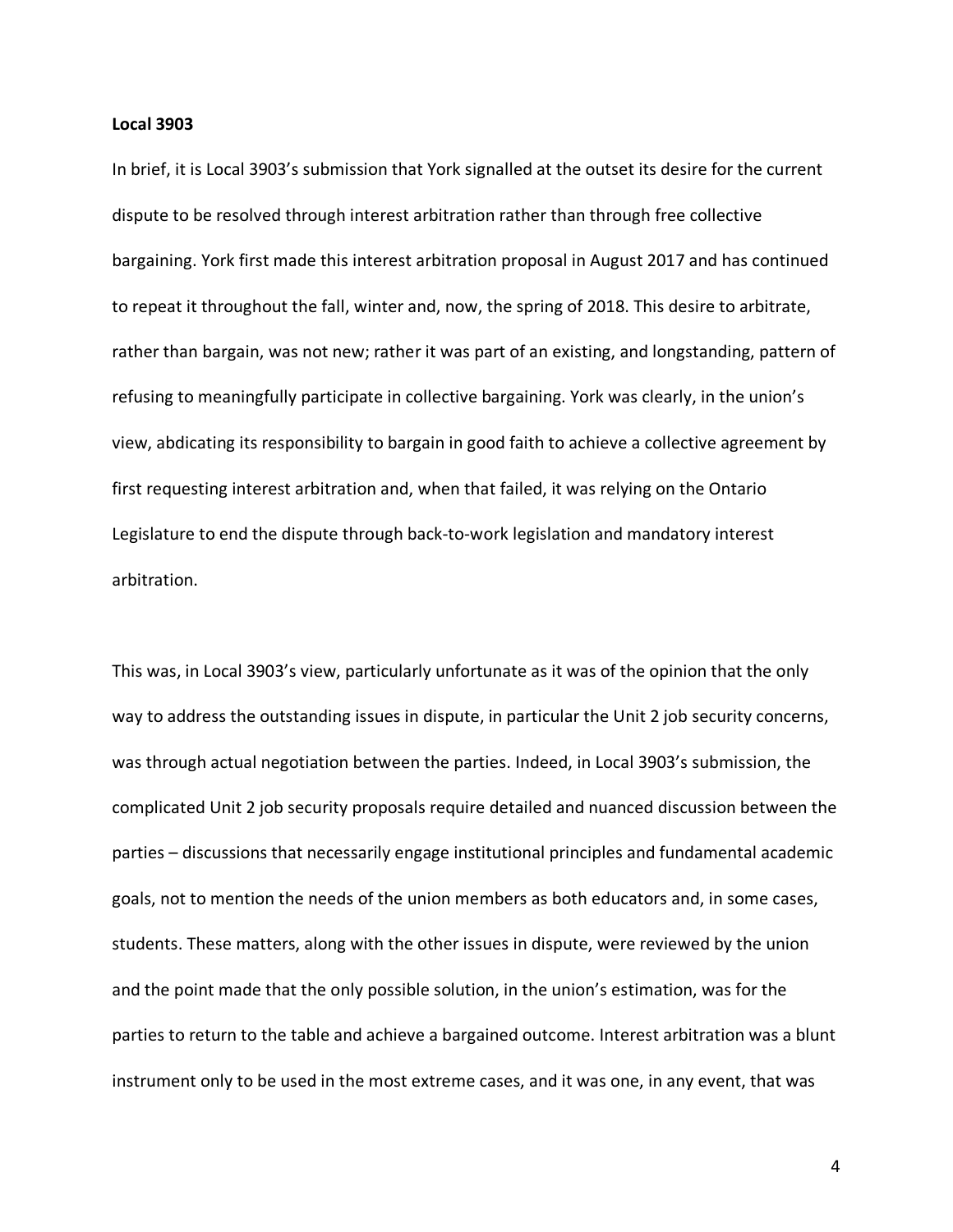**Local 3903**

In brief, it is Local 3903's submission that York signalled at the outset its desire for the current dispute to be resolved through interest arbitration rather than through free collective bargaining. York first made this interest arbitration proposal in August 2017 and has continued to repeat it throughout the fall, winter and, now, the spring of 2018. This desire to arbitrate, rather than bargain, was not new; rather it was part of an existing, and longstanding, pattern of refusing to meaningfully participate in collective bargaining. York was clearly, in the union's view, abdicating its responsibility to bargain in good faith to achieve a collective agreement by first requesting interest arbitration and, when that failed, it was relying on the Ontario Legislature to end the dispute through back-to-work legislation and mandatory interest arbitration.

This was, in Local 3903's view, particularly unfortunate as it was of the opinion that the only way to address the outstanding issues in dispute, in particular the Unit 2 job security concerns, was through actual negotiation between the parties. Indeed, in Local 3903's submission, the complicated Unit 2 job security proposals require detailed and nuanced discussion between the parties – discussions that necessarily engage institutional principles and fundamental academic goals, not to mention the needs of the union members as both educators and, in some cases, students. These matters, along with the other issues in dispute, were reviewed by the union and the point made that the only possible solution, in the union's estimation, was for the parties to return to the table and achieve a bargained outcome. Interest arbitration was a blunt instrument only to be used in the most extreme cases, and it was one, in any event, that was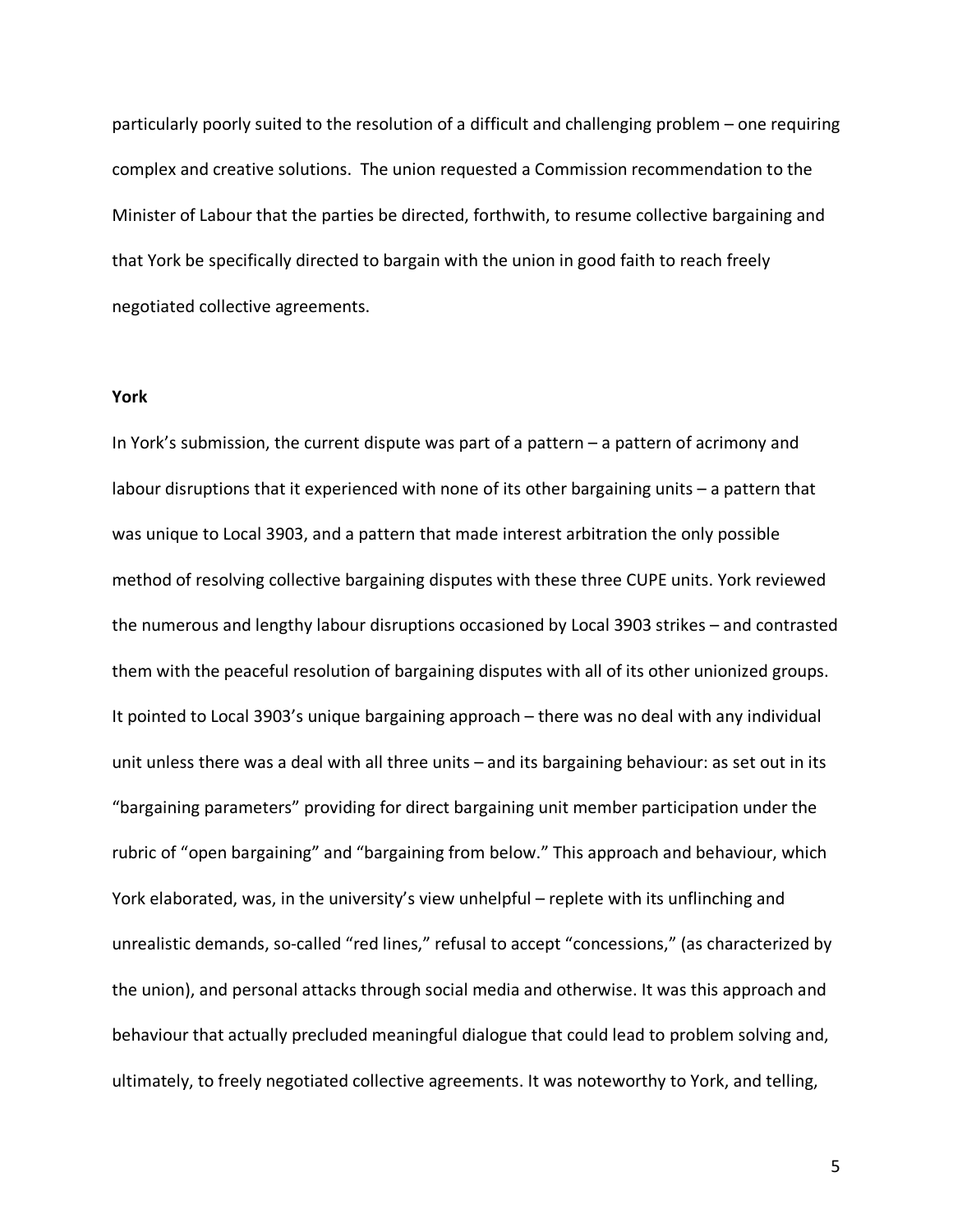particularly poorly suited to the resolution of a difficult and challenging problem – one requiring complex and creative solutions. The union requested a Commission recommendation to the Minister of Labour that the parties be directed, forthwith, to resume collective bargaining and that York be specifically directed to bargain with the union in good faith to reach freely negotiated collective agreements.

**York**

In York's submission, the current dispute was part of a pattern – a pattern of acrimony and labour disruptions that it experienced with none of its other bargaining units – a pattern that was unique to Local 3903, and a pattern that made interest arbitration the only possible method of resolving collective bargaining disputes with these three CUPE units. York reviewed the numerous and lengthy labour disruptions occasioned by Local 3903 strikes – and contrasted them with the peaceful resolution of bargaining disputes with all of its other unionized groups. It pointed to Local 3903's unique bargaining approach – there was no deal with any individual unit unless there was a deal with all three units – and its bargaining behaviour: as set out in its "bargaining parameters" providing for direct bargaining unit member participation under the rubric of "open bargaining" and "bargaining from below." This approach and behaviour, which York elaborated, was, in the university's view unhelpful – replete with its unflinching and unrealistic demands, so-called "red lines," refusal to accept "concessions," (as characterized by the union), and personal attacks through social media and otherwise. It was this approach and behaviour that actually precluded meaningful dialogue that could lead to problem solving and, ultimately, to freely negotiated collective agreements. It was noteworthy to York, and telling,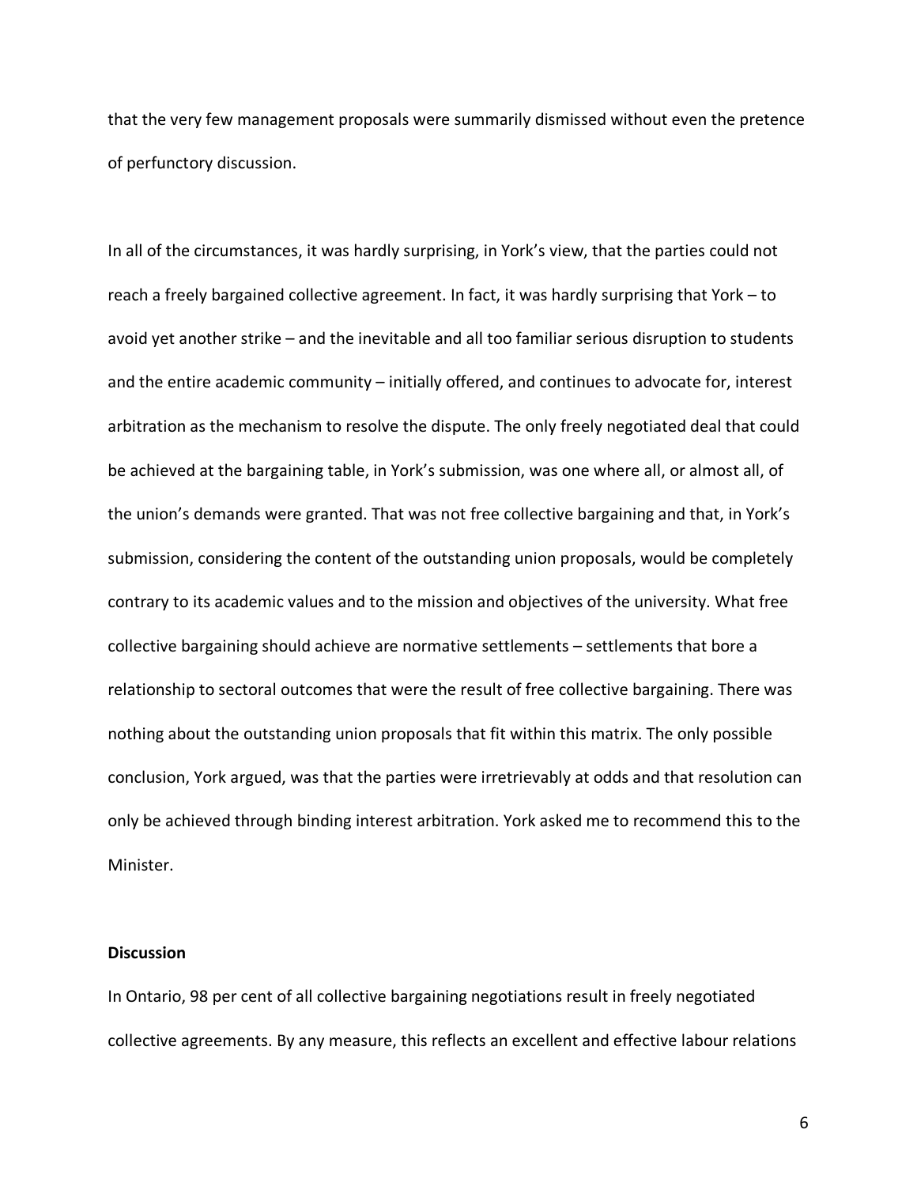that the very few management proposals were summarily dismissed without even the pretence of perfunctory discussion.

In all of the circumstances, it was hardly surprising, in York's view, that the parties could not reach a freely bargained collective agreement. In fact, it was hardly surprising that York – to avoid yet another strike – and the inevitable and all too familiar serious disruption to students and the entire academic community – initially offered, and continues to advocate for, interest arbitration as the mechanism to resolve the dispute. The only freely negotiated deal that could be achieved at the bargaining table, in York's submission, was one where all, or almost all, of the union's demands were granted. That was not free collective bargaining and that, in York's submission, considering the content of the outstanding union proposals, would be completely contrary to its academic values and to the mission and objectives of the university. What free collective bargaining should achieve are normative settlements – settlements that bore a relationship to sectoral outcomes that were the result of free collective bargaining. There was nothing about the outstanding union proposals that fit within this matrix. The only possible conclusion, York argued, was that the parties were irretrievably at odds and that resolution can only be achieved through binding interest arbitration. York asked me to recommend this to the Minister.

**Discussion**

In Ontario, 98 per cent of all collective bargaining negotiations result in freely negotiated collective agreements. By any measure, this reflects an excellent and effective labour relations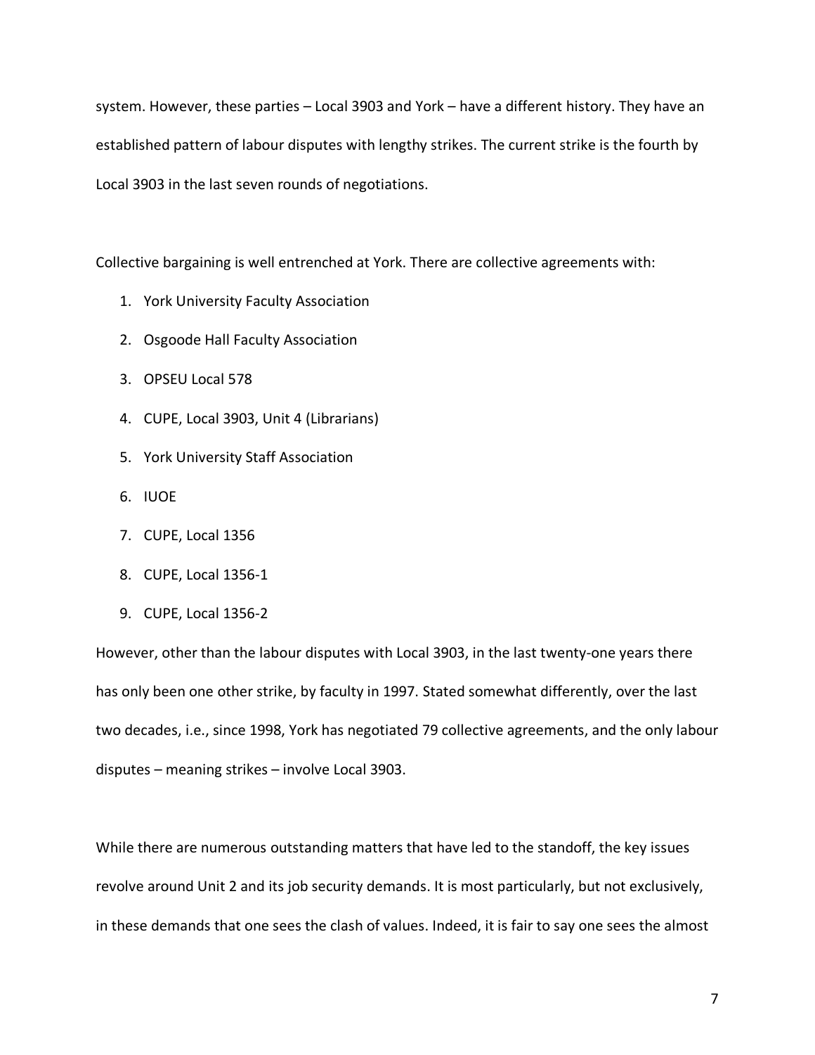system. However, these parties – Local 3903 and York – have a different history. They have an established pattern of labour disputes with lengthy strikes. The current strike is the fourth by Local 3903 in the last seven rounds of negotiations.

Collective bargaining is well entrenched at York. There are collective agreements with:

1. York University Faculty Association
2. Osgoode Hall Faculty Association
3. OPSEU Local 578
4. CUPE, Local 3903, Unit 4 (Librarians)
5. York University Staff Association
6. IUOE
7. CUPE, Local 1356
8. CUPE, Local 1356-1
9. CUPE, Local 1356-2

However, other than the labour disputes with Local 3903, in the last twenty-one years there has only been one other strike, by faculty in 1997. Stated somewhat differently, over the last two decades, i.e., since 1998, York has negotiated 79 collective agreements, and the only labour disputes – meaning strikes – involve Local 3903.

While there are numerous outstanding matters that have led to the standoff, the key issues revolve around Unit 2 and its job security demands. It is most particularly, but not exclusively, in these demands that one sees the clash of values. Indeed, it is fair to say one sees the almost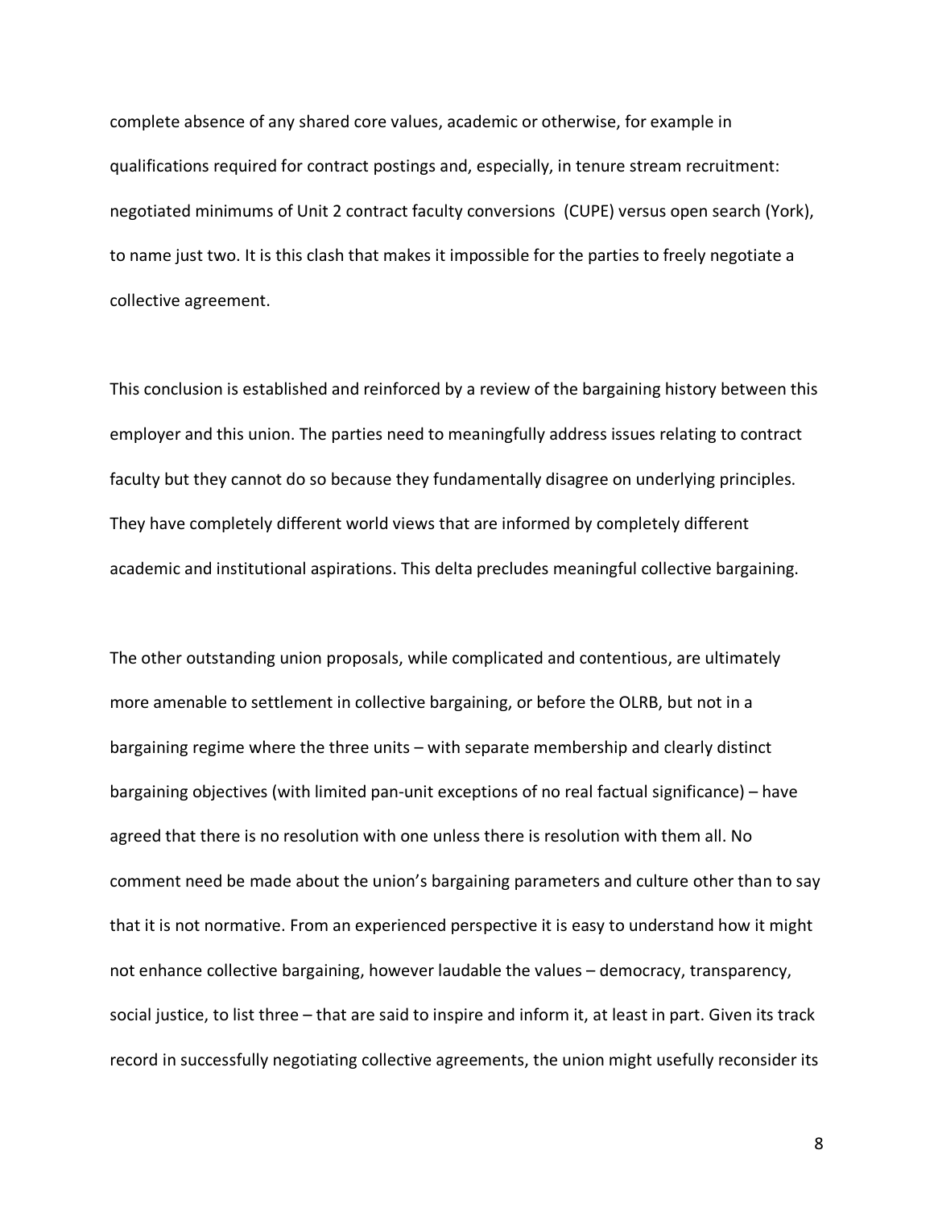complete absence of any shared core values, academic or otherwise, for example in qualifications required for contract postings and, especially, in tenure stream recruitment: negotiated minimums of Unit 2 contract faculty conversions (CUPE) versus open search (York), to name just two. It is this clash that makes it impossible for the parties to freely negotiate a collective agreement.

This conclusion is established and reinforced by a review of the bargaining history between this employer and this union. The parties need to meaningfully address issues relating to contract faculty but they cannot do so because they fundamentally disagree on underlying principles. They have completely different world views that are informed by completely different academic and institutional aspirations. This delta precludes meaningful collective bargaining.

The other outstanding union proposals, while complicated and contentious, are ultimately more amenable to settlement in collective bargaining, or before the OLRB, but not in a bargaining regime where the three units – with separate membership and clearly distinct bargaining objectives (with limited pan-unit exceptions of no real factual significance) – have agreed that there is no resolution with one unless there is resolution with them all. No comment need be made about the union's bargaining parameters and culture other than to say that it is not normative. From an experienced perspective it is easy to understand how it might not enhance collective bargaining, however laudable the values – democracy, transparency, social justice, to list three – that are said to inspire and inform it, at least in part. Given its track record in successfully negotiating collective agreements, the union might usefully reconsider its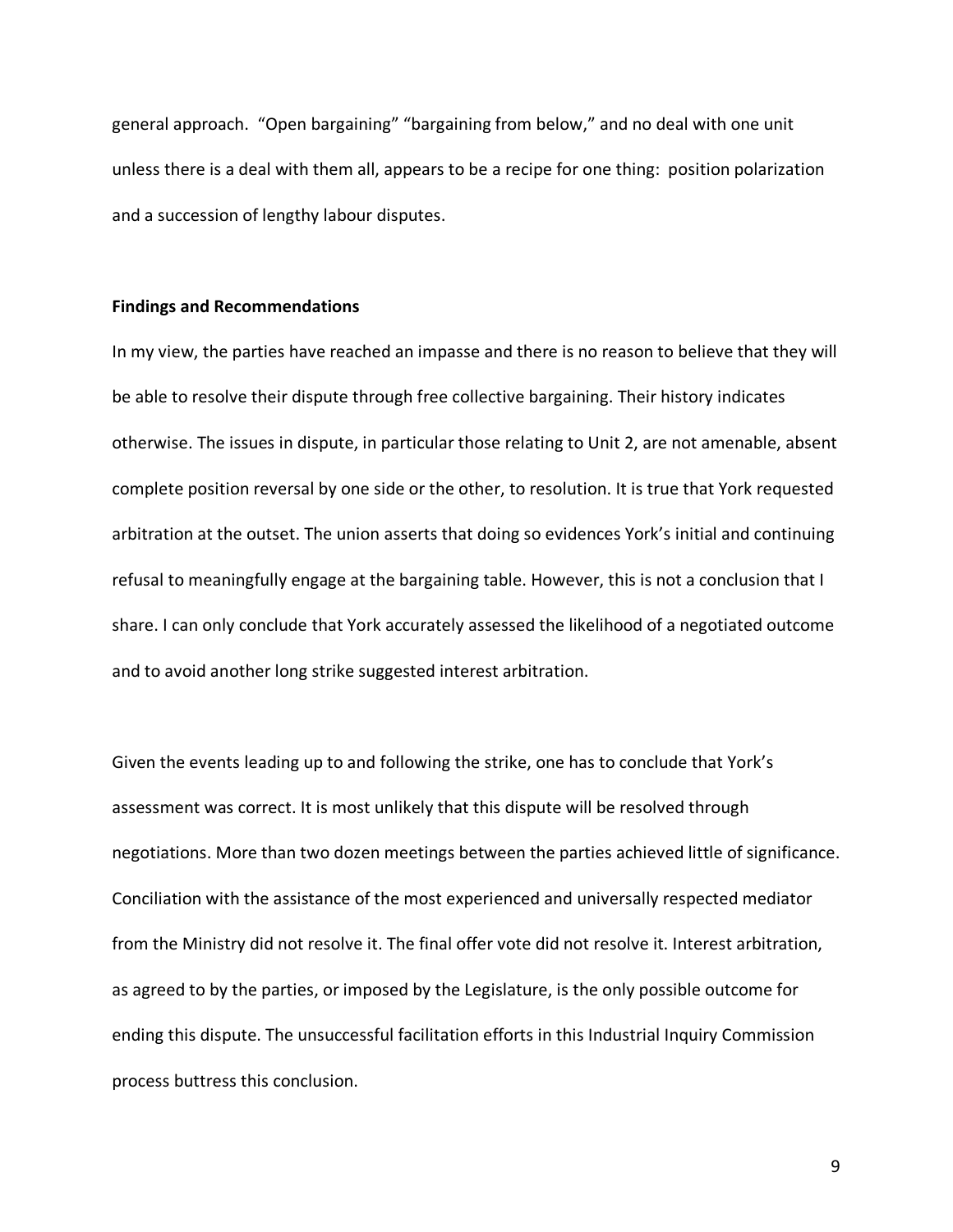general approach. “Open bargaining” “bargaining from below,” and no deal with one unit unless there is a deal with them all, appears to be a recipe for one thing: position polarization and a succession of lengthy labour disputes.

**Findings and Recommendations**

In my view, the parties have reached an impasse and there is no reason to believe that they will be able to resolve their dispute through free collective bargaining. Their history indicates otherwise. The issues in dispute, in particular those relating to Unit 2, are not amenable, absent complete position reversal by one side or the other, to resolution. It is true that York requested arbitration at the outset. The union asserts that doing so evidences York’s initial and continuing refusal to meaningfully engage at the bargaining table. However, this is not a conclusion that I share. I can only conclude that York accurately assessed the likelihood of a negotiated outcome and to avoid another long strike suggested interest arbitration.

Given the events leading up to and following the strike, one has to conclude that York’s assessment was correct. It is most unlikely that this dispute will be resolved through negotiations. More than two dozen meetings between the parties achieved little of significance. Conciliation with the assistance of the most experienced and universally respected mediator from the Ministry did not resolve it. The final offer vote did not resolve it. Interest arbitration, as agreed to by the parties, or imposed by the Legislature, is the only possible outcome for ending this dispute. The unsuccessful facilitation efforts in this Industrial Inquiry Commission process buttress this conclusion.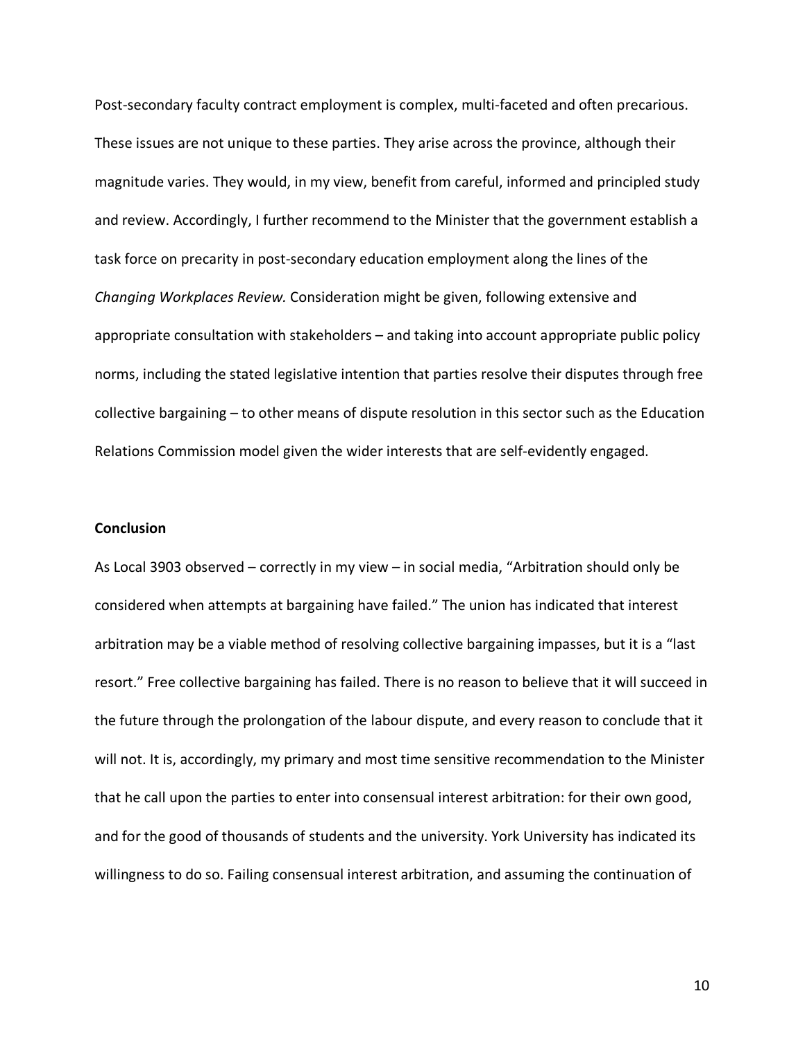Post-secondary faculty contract employment is complex, multi-faceted and often precarious. These issues are not unique to these parties. They arise across the province, although their magnitude varies. They would, in my view, benefit from careful, informed and principled study and review. Accordingly, I further recommend to the Minister that the government establish a task force on precarity in post-secondary education employment along the lines of the *Changing Workplaces Review.* Consideration might be given, following extensive and appropriate consultation with stakeholders – and taking into account appropriate public policy norms, including the stated legislative intention that parties resolve their disputes through free collective bargaining – to other means of dispute resolution in this sector such as the Education Relations Commission model given the wider interests that are self-evidently engaged.

**Conclusion**

As Local 3903 observed – correctly in my view – in social media, "Arbitration should only be considered when attempts at bargaining have failed." The union has indicated that interest arbitration may be a viable method of resolving collective bargaining impasses, but it is a "last resort." Free collective bargaining has failed. There is no reason to believe that it will succeed in the future through the prolongation of the labour dispute, and every reason to conclude that it will not. It is, accordingly, my primary and most time sensitive recommendation to the Minister that he call upon the parties to enter into consensual interest arbitration: for their own good, and for the good of thousands of students and the university. York University has indicated its willingness to do so. Failing consensual interest arbitration, and assuming the continuation of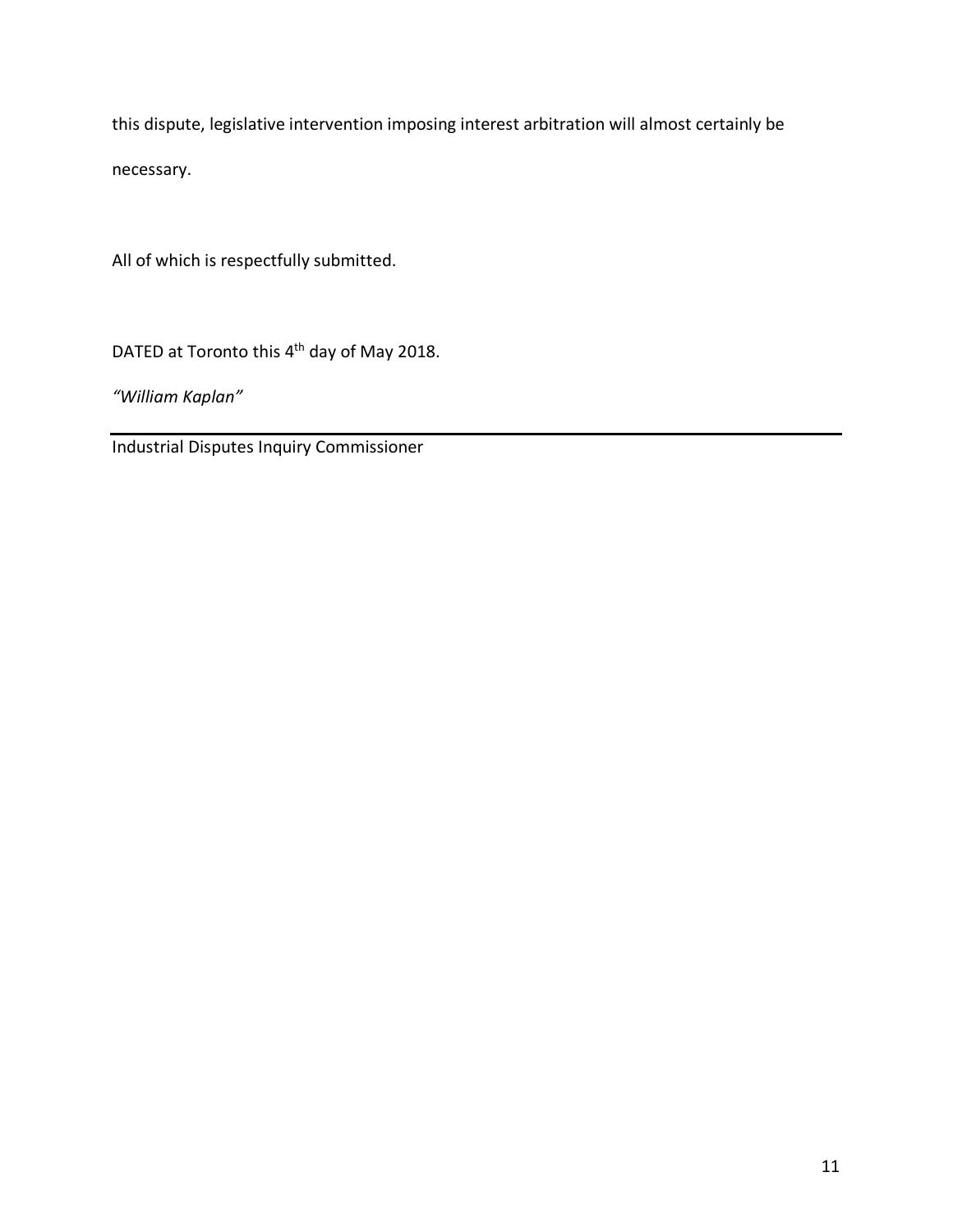this dispute, legislative intervention imposing interest arbitration will almost certainly be necessary.

All of which is respectfully submitted.

DATED at Toronto this 4th day of May 2018.

*"William Kaplan"*

---

Industrial Disputes Inquiry Commissioner